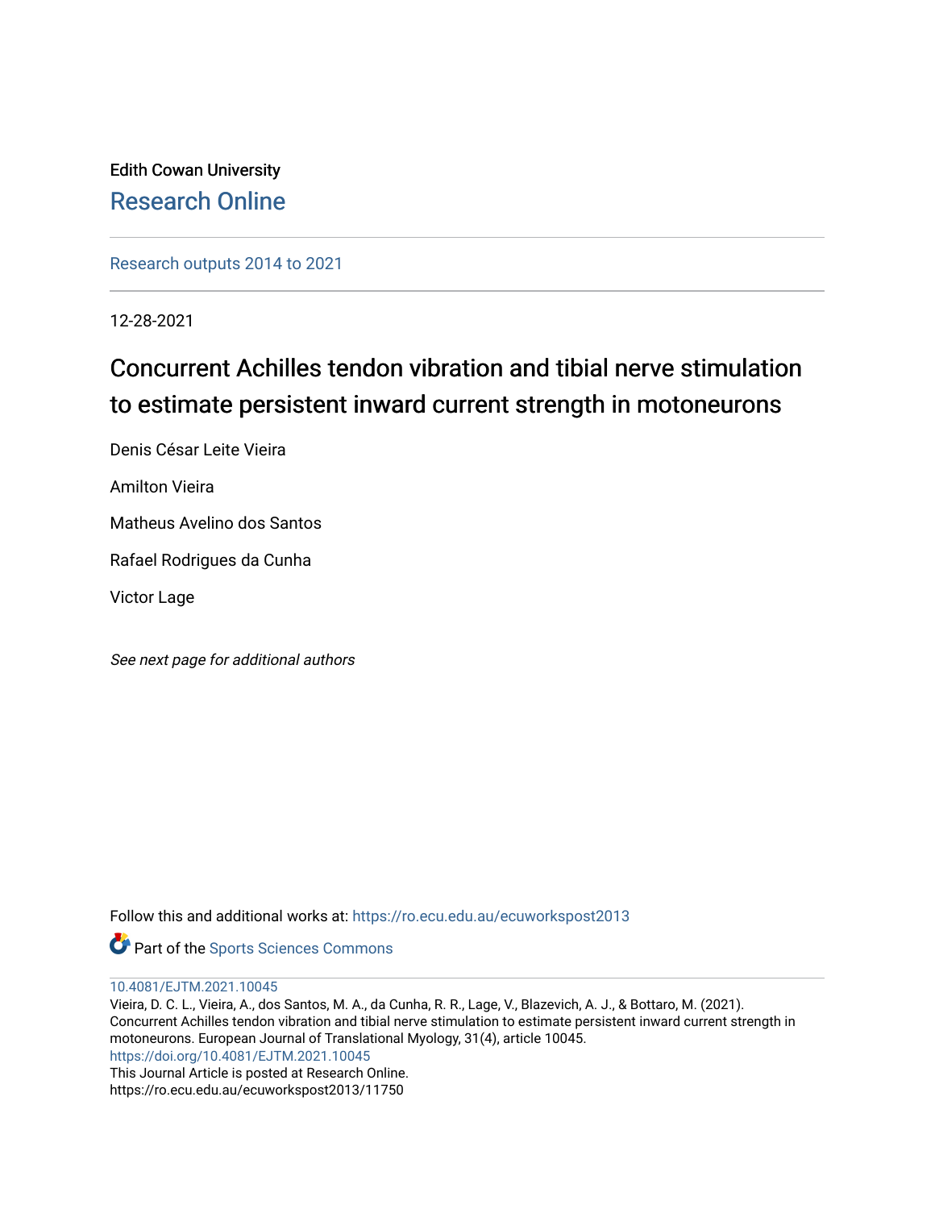Edith Cowan University

# Research Online

Research outputs 2014 to 2021

12-28-2021

# Concurrent Achilles tendon vibration and tibial nerve stimulation to estimate persistent inward current strength in motoneurons

Denis César Leite Vieira

Amilton Vieira

Matheus Avelino dos Santos

Rafael Rodrigues da Cunha

Victor Lage

*See next page for additional authors*

Follow this and additional works at: https://ro.ecu.edu.au/ecuworkspost2013

Part of the Sports Sciences Commons

10.4081/EJTM.2021.10045

Vieira, D. C. L., Vieira, A., dos Santos, M. A., da Cunha, R. R., Lage, V., Blazevich, A. J., & Bottaro, M. (2021). Concurrent Achilles tendon vibration and tibial nerve stimulation to estimate persistent inward current strength in motoneurons. European Journal of Translational Myology, 31(4), article 10045.

https://doi.org/10.4081/EJTM.2021.10045

This Journal Article is posted at Research Online.

https://ro.ecu.edu.au/ecuworkspost2013/11750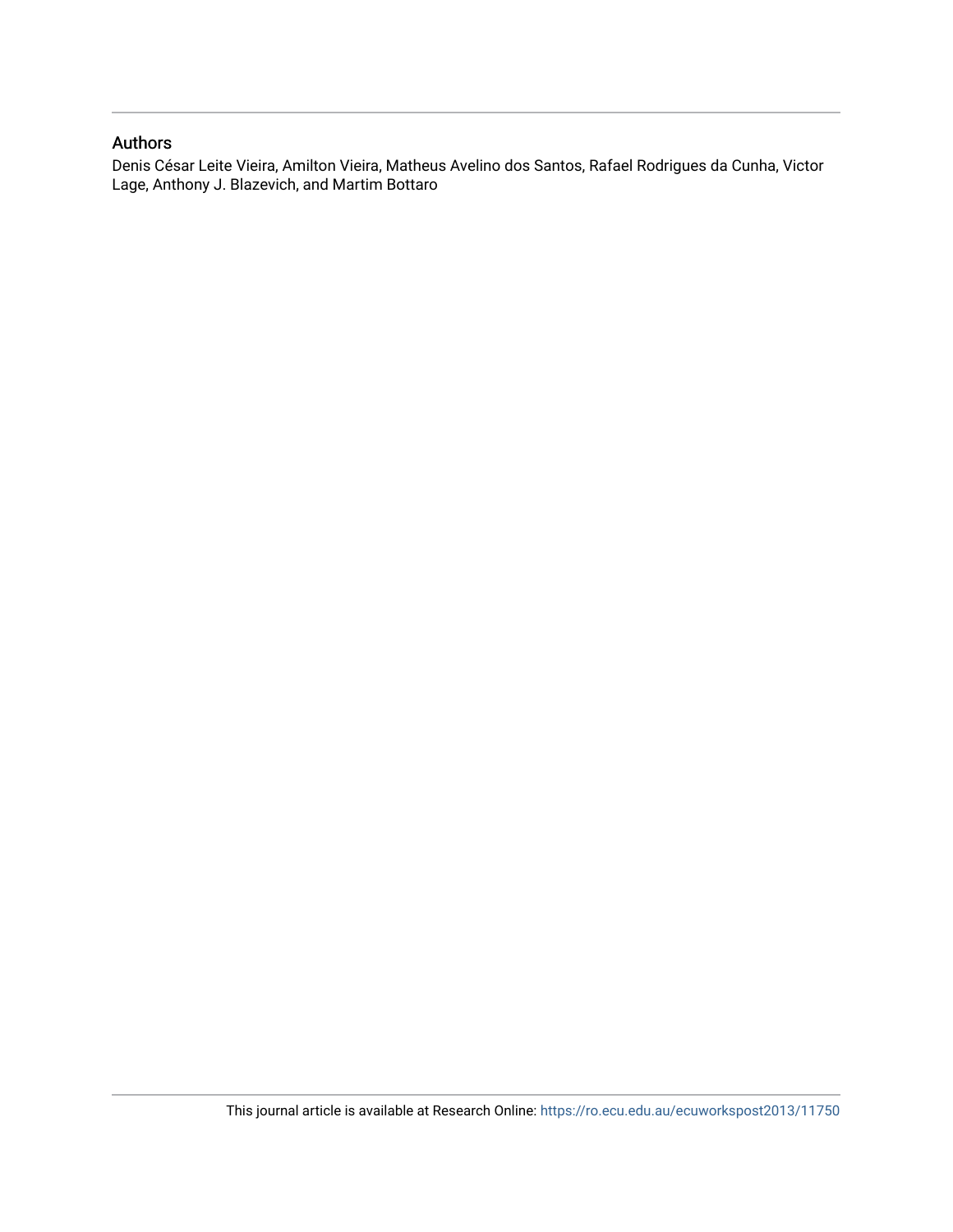## Authors

Denis César Leite Vieira, Amilton Vieira, Matheus Avelino dos Santos, Rafael Rodrigues da Cunha, Victor Lage, Anthony J. Blazevich, and Martim Bottaro

This journal article is available at Research Online: https://ro.ecu.edu.au/ecuworkspost2013/11750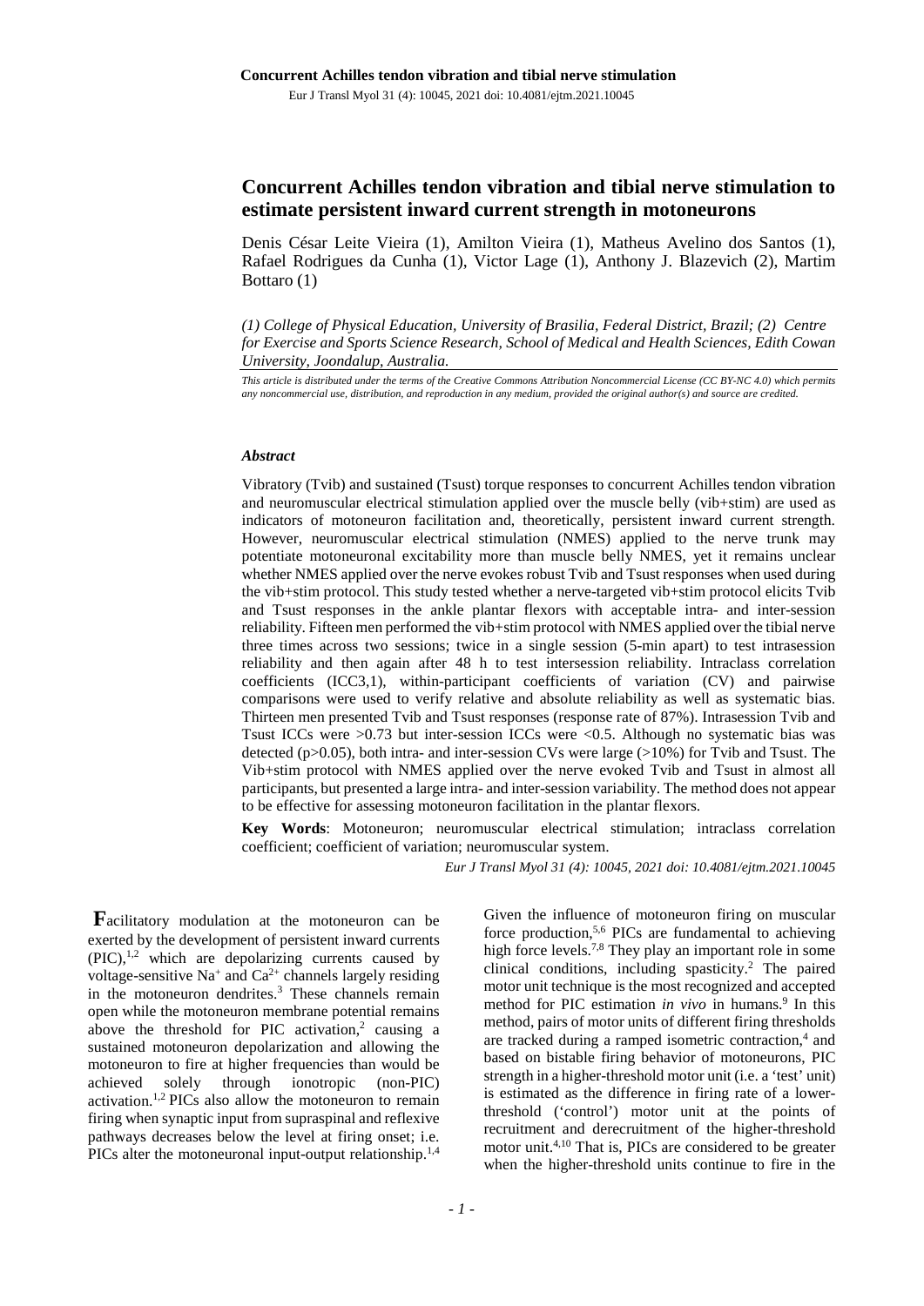# Concurrent Achilles tendon vibration and tibial nerve stimulation to estimate persistent inward current strength in motoneurons

Denis César Leite Vieira (1), Amilton Vieira (1), Matheus Avelino dos Santos (1), Rafael Rodrigues da Cunha (1), Victor Lage (1), Anthony J. Blazevich (2), Martim Bottaro (1)

*(1) College of Physical Education, University of Brasilia, Federal District, Brazil; (2) Centre for Exercise and Sports Science Research, School of Medical and Health Sciences, Edith Cowan University, Joondalup, Australia.*

*This article is distributed under the terms of the Creative Commons Attribution Noncommercial License (CC BY-NC 4.0) which permits any noncommercial use, distribution, and reproduction in any medium, provided the original author(s) and source are credited.*

### *Abstract*

Vibratory (Tvib) and sustained (Tsust) torque responses to concurrent Achilles tendon vibration and neuromuscular electrical stimulation applied over the muscle belly (vib+stim) are used as indicators of motoneuron facilitation and, theoretically, persistent inward current strength. However, neuromuscular electrical stimulation (NMES) applied to the nerve trunk may potentiate motoneuronal excitability more than muscle belly NMES, yet it remains unclear whether NMES applied over the nerve evokes robust Tvib and Tsust responses when used during the vib+stim protocol. This study tested whether a nerve-targeted vib+stim protocol elicits Tvib and Tsust responses in the ankle plantar flexors with acceptable intra- and inter-session reliability. Fifteen men performed the vib+stim protocol with NMES applied over the tibial nerve three times across two sessions; twice in a single session (5-min apart) to test intrasession reliability and then again after 48 h to test intersession reliability. Intraclass correlation coefficients (ICC3,1), within-participant coefficients of variation (CV) and pairwise comparisons were used to verify relative and absolute reliability as well as systematic bias. Thirteen men presented Tvib and Tsust responses (response rate of 87%). Intrasession Tvib and Tsust ICCs were >0.73 but inter-session ICCs were <0.5. Although no systematic bias was detected ($p>0.05$), both intra- and inter-session CVs were large (>10%) for Tvib and Tsust. The Vib+stim protocol with NMES applied over the nerve evoked Tvib and Tsust in almost all participants, but presented a large intra- and inter-session variability. The method does not appear to be effective for assessing motoneuron facilitation in the plantar flexors.

**Key Words**: Motoneuron; neuromuscular electrical stimulation; intraclass correlation coefficient; coefficient of variation; neuromuscular system.

*Eur J Transl Myol 31 (4): 10045, 2021 doi: 10.4081/ejtm.2021.10045*

**F**acilitatory modulation at the motoneuron can be exerted by the development of persistent inward currents (PIC),[1,2] which are depolarizing currents caused by voltage-sensitive $Na^+$ and $Ca^{2+}$ channels largely residing in the motoneuron dendrites.[3] These channels remain open while the motoneuron membrane potential remains above the threshold for PIC activation,[2] causing a sustained motoneuron depolarization and allowing the motoneuron to fire at higher frequencies than would be achieved solely through ionotropic (non-PIC) activation.[1,2] PICs also allow the motoneuron to remain firing when synaptic input from supraspinal and reflexive pathways decreases below the level at firing onset; i.e. PICs alter the motoneuronal input-output relationship.[1,4] Given the influence of motoneuron firing on muscular force production,[5,6] PICs are fundamental to achieving high force levels.[7,8] They play an important role in some clinical conditions, including spasticity.[2] The paired motor unit technique is the most recognized and accepted method for PIC estimation *in vivo* in humans.[9] In this method, pairs of motor units of different firing thresholds are tracked during a ramped isometric contraction,[4] and based on bistable firing behavior of motoneurons, PIC strength in a higher-threshold motor unit (i.e. a 'test' unit) is estimated as the difference in firing rate of a lower-threshold ('control') motor unit at the points of recruitment and derecruitment of the higher-threshold motor unit.[4,10] That is, PICs are considered to be greater when the higher-threshold units continue to fire in the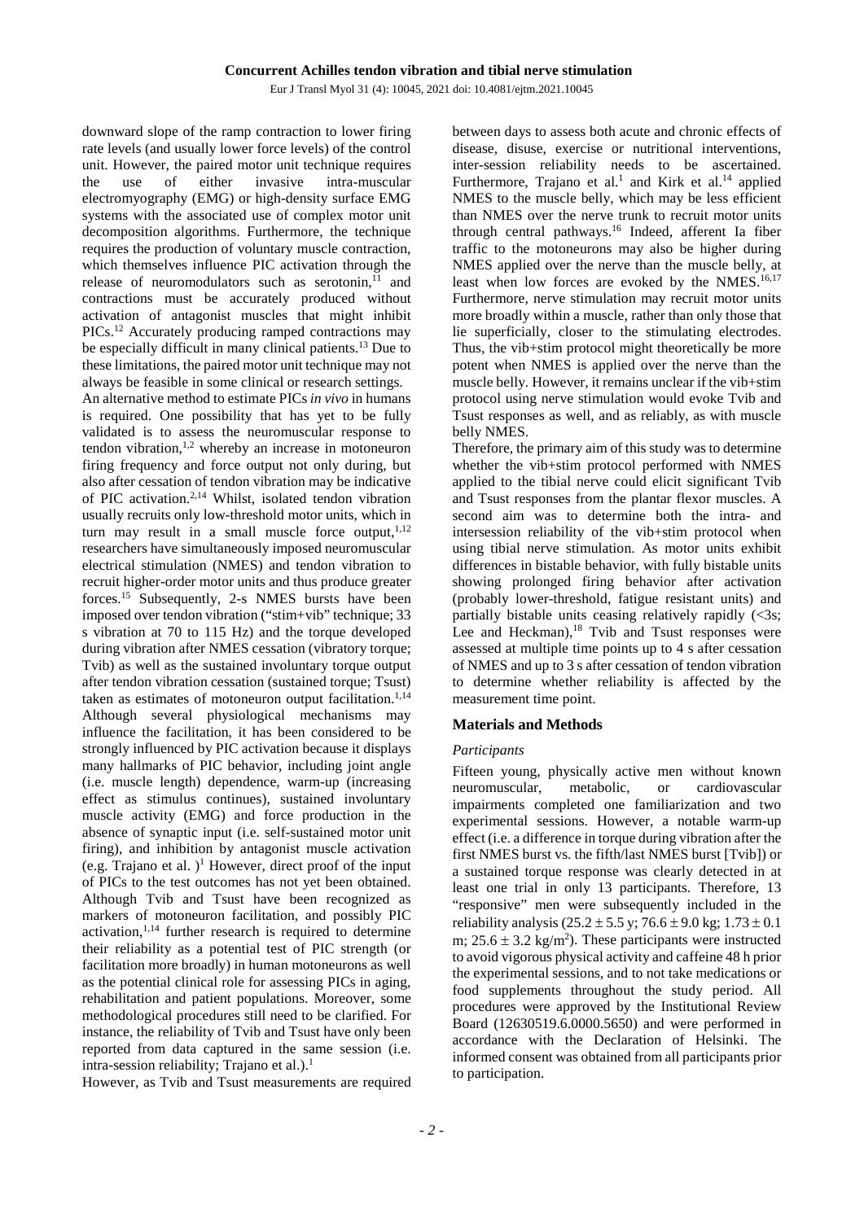downward slope of the ramp contraction to lower firing rate levels (and usually lower force levels) of the control unit. However, the paired motor unit technique requires the use of either invasive intra-muscular electromyography (EMG) or high-density surface EMG systems with the associated use of complex motor unit decomposition algorithms. Furthermore, the technique requires the production of voluntary muscle contraction, which themselves influence PIC activation through the release of neuromodulators such as serotonin,[11] and contractions must be accurately produced without activation of antagonist muscles that might inhibit PICs.[12] Accurately producing ramped contractions may be especially difficult in many clinical patients.[13] Due to these limitations, the paired motor unit technique may not always be feasible in some clinical or research settings.

An alternative method to estimate PICs *in vivo* in humans is required. One possibility that has yet to be fully validated is to assess the neuromuscular response to tendon vibration,[1,2] whereby an increase in motoneuron firing frequency and force output not only during, but also after cessation of tendon vibration may be indicative of PIC activation.[2,14] Whilst, isolated tendon vibration usually recruits only low-threshold motor units, which in turn may result in a small muscle force output,[1,12] researchers have simultaneously imposed neuromuscular electrical stimulation (NMES) and tendon vibration to recruit higher-order motor units and thus produce greater forces.[15] Subsequently, 2-s NMES bursts have been imposed over tendon vibration ("stim+vib" technique; 33 s vibration at 70 to 115 Hz) and the torque developed during vibration after NMES cessation (vibratory torque; Tvib) as well as the sustained involuntary torque output after tendon vibration cessation (sustained torque; Tsust) taken as estimates of motoneuron output facilitation.[1,14] Although several physiological mechanisms may influence the facilitation, it has been considered to be strongly influenced by PIC activation because it displays many hallmarks of PIC behavior, including joint angle (i.e. muscle length) dependence, warm-up (increasing effect as stimulus continues), sustained involuntary muscle activity (EMG) and force production in the absence of synaptic input (i.e. self-sustained motor unit firing), and inhibition by antagonist muscle activation (e.g. Trajano et al. )[1] However, direct proof of the input of PICs to the test outcomes has not yet been obtained. Although Tvib and Tsust have been recognized as markers of motoneuron facilitation, and possibly PIC activation,[1,14] further research is required to determine their reliability as a potential test of PIC strength (or facilitation more broadly) in human motoneurons as well as the potential clinical role for assessing PICs in aging, rehabilitation and patient populations. Moreover, some methodological procedures still need to be clarified. For instance, the reliability of Tvib and Tsust have only been reported from data captured in the same session (i.e. intra-session reliability; Trajano et al.).[1]

However, as Tvib and Tsust measurements are required between days to assess both acute and chronic effects of disease, disuse, exercise or nutritional interventions, inter-session reliability needs to be ascertained. Furthermore, Trajano et al.[1] and Kirk et al.[14] applied NMES to the muscle belly, which may be less efficient than NMES over the nerve trunk to recruit motor units through central pathways.[16] Indeed, afferent Ia fiber traffic to the motoneurons may also be higher during NMES applied over the nerve than the muscle belly, at least when low forces are evoked by the NMES.[16,17] Furthermore, nerve stimulation may recruit motor units more broadly within a muscle, rather than only those that lie superficially, closer to the stimulating electrodes. Thus, the vib+stim protocol might theoretically be more potent when NMES is applied over the nerve than the muscle belly. However, it remains unclear if the vib+stim protocol using nerve stimulation would evoke Tvib and Tsust responses as well, and as reliably, as with muscle belly NMES.

Therefore, the primary aim of this study was to determine whether the vib+stim protocol performed with NMES applied to the tibial nerve could elicit significant Tvib and Tsust responses from the plantar flexor muscles. A second aim was to determine both the intra- and intersession reliability of the vib+stim protocol when using tibial nerve stimulation. As motor units exhibit differences in bistable behavior, with fully bistable units showing prolonged firing behavior after activation (probably lower-threshold, fatigue resistant units) and partially bistable units ceasing relatively rapidly (<3s; Lee and Heckman),[18] Tvib and Tsust responses were assessed at multiple time points up to 4 s after cessation of NMES and up to 3 s after cessation of tendon vibration to determine whether reliability is affected by the measurement time point.

## Materials and Methods

### *Participants*

Fifteen young, physically active men without known neuromuscular, metabolic, or cardiovascular impairments completed one familiarization and two experimental sessions. However, a notable warm-up effect (i.e. a difference in torque during vibration after the first NMES burst vs. the fifth/last NMES burst [Tvib]) or a sustained torque response was clearly detected in at least one trial in only 13 participants. Therefore, 13 "responsive" men were subsequently included in the reliability analysis ($25.2 \pm 5.5$ y; $76.6 \pm 9.0$ kg; $1.73 \pm 0.1$ m; $25.6 \pm 3.2$ kg/m$^2$). These participants were instructed to avoid vigorous physical activity and caffeine 48 h prior the experimental sessions, and to not take medications or food supplements throughout the study period. All procedures were approved by the Institutional Review Board (12630519.6.0000.5650) and were performed in accordance with the Declaration of Helsinki. The informed consent was obtained from all participants prior to participation.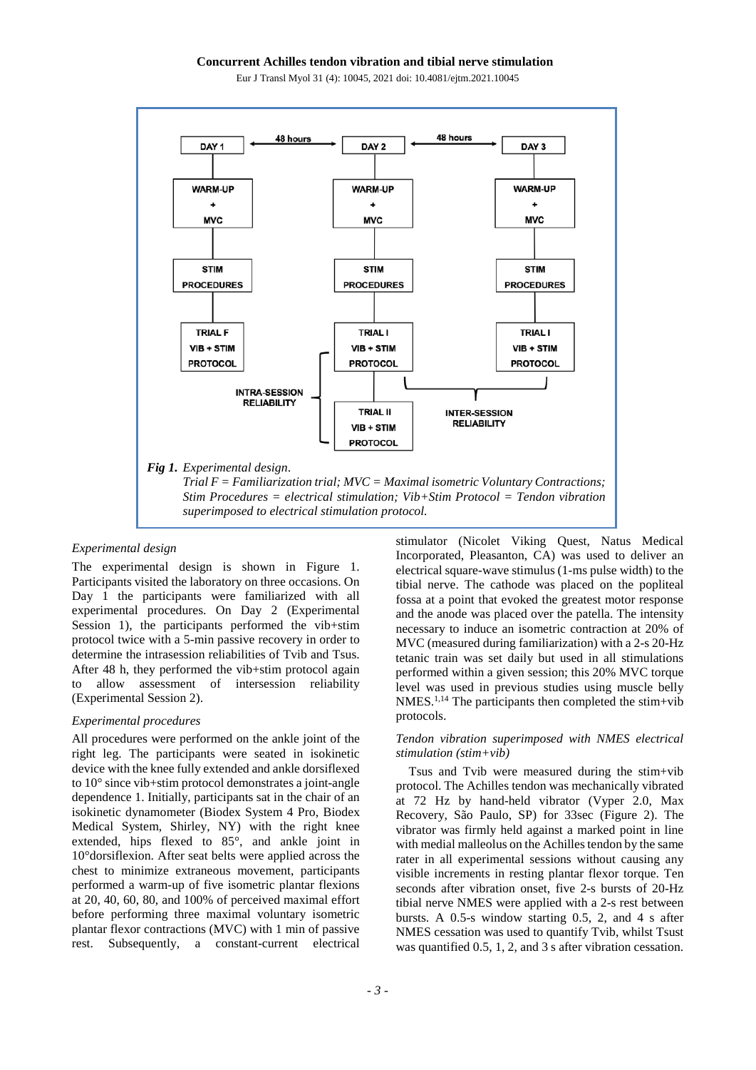***Fig 1.** Experimental design.*
*Trial F = Familiarization trial; MVC = Maximal isometric Voluntary Contractions; Stim Procedures = electrical stimulation; Vib+Stim Protocol = Tendon vibration superimposed to electrical stimulation protocol.*

### *Experimental design*

The experimental design is shown in Figure 1. Participants visited the laboratory on three occasions. On Day 1 the participants were familiarized with all experimental procedures. On Day 2 (Experimental Session 1), the participants performed the vib+stim protocol twice with a 5-min passive recovery in order to determine the intrasession reliabilities of Tvib and Tsus. After 48 h, they performed the vib+stim protocol again to allow assessment of intersession reliability (Experimental Session 2).

### *Experimental procedures*

All procedures were performed on the ankle joint of the right leg. The participants were seated in isokinetic device with the knee fully extended and ankle dorsiflexed to 10° since vib+stim protocol demonstrates a joint-angle dependence 1. Initially, participants sat in the chair of an isokinetic dynamometer (Biodex System 4 Pro, Biodex Medical System, Shirley, NY) with the right knee extended, hips flexed to 85°, and ankle joint in 10°dorsiflexion. After seat belts were applied across the chest to minimize extraneous movement, participants performed a warm-up of five isometric plantar flexions at 20, 40, 60, 80, and 100% of perceived maximal effort before performing three maximal voluntary isometric plantar flexor contractions (MVC) with 1 min of passive rest. Subsequently, a constant-current electrical stimulator (Nicolet Viking Quest, Natus Medical Incorporated, Pleasanton, CA) was used to deliver an electrical square-wave stimulus (1-ms pulse width) to the tibial nerve. The cathode was placed on the popliteal fossa at a point that evoked the greatest motor response and the anode was placed over the patella. The intensity necessary to induce an isometric contraction at 20% of MVC (measured during familiarization) with a 2-s 20-Hz tetanic train was set daily but used in all stimulations performed within a given session; this 20% MVC torque level was used in previous studies using muscle belly NMES.[1,14] The participants then completed the stim+vib protocols.

### *Tendon vibration superimposed with NMES electrical stimulation (stim+vib)*

Tsus and Tvib were measured during the stim+vib protocol. The Achilles tendon was mechanically vibrated at 72 Hz by hand-held vibrator (Vyper 2.0, Max Recovery, São Paulo, SP) for 33sec (Figure 2). The vibrator was firmly held against a marked point in line with medial malleolus on the Achilles tendon by the same rater in all experimental sessions without causing any visible increments in resting plantar flexor torque. Ten seconds after vibration onset, five 2-s bursts of 20-Hz tibial nerve NMES were applied with a 2-s rest between bursts. A 0.5-s window starting 0.5, 2, and 4 s after NMES cessation was used to quantify Tvib, whilst Tsust was quantified 0.5, 1, 2, and 3 s after vibration cessation.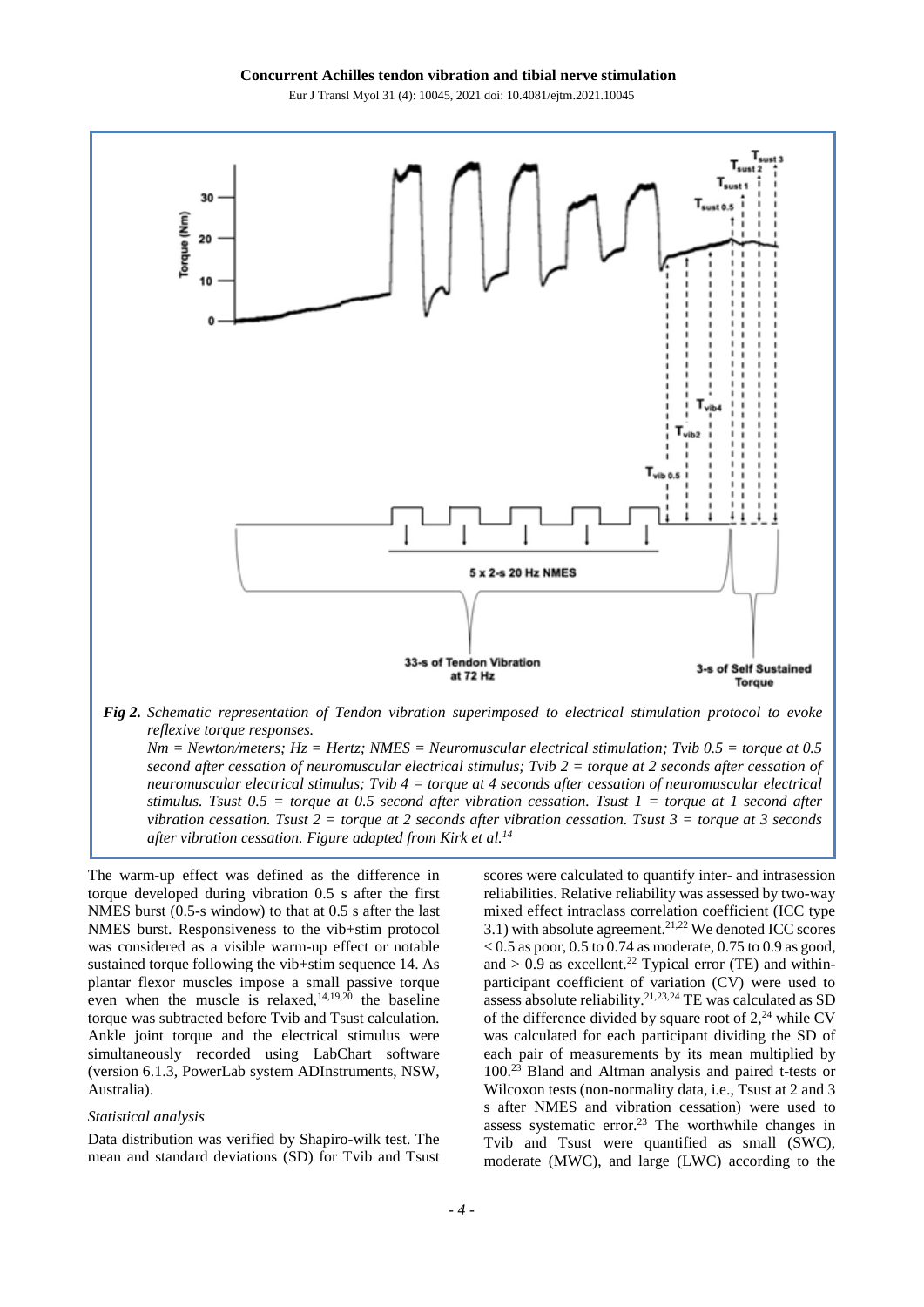*Fig 2. Schematic representation of Tendon vibration superimposed to electrical stimulation protocol to evoke reflexive torque responses.*
*Nm = Newton/meters; Hz = Hertz; NMES = Neuromuscular electrical stimulation; Tvib 0.5 = torque at 0.5 second after cessation of neuromuscular electrical stimulus; Tvib 2 = torque at 2 seconds after cessation of neuromuscular electrical stimulus; Tvib 4 = torque at 4 seconds after cessation of neuromuscular electrical stimulus. Tsust 0.5 = torque at 0.5 second after vibration cessation. Tsust 1 = torque at 1 second after vibration cessation. Tsust 2 = torque at 2 seconds after vibration cessation. Tsust 3 = torque at 3 seconds after vibration cessation. Figure adapted from Kirk et al.[14]*

The warm-up effect was defined as the difference in torque developed during vibration 0.5 s after the first NMES burst (0.5-s window) to that at 0.5 s after the last NMES burst. Responsiveness to the vib+stim protocol was considered as a visible warm-up effect or notable sustained torque following the vib+stim sequence 14. As plantar flexor muscles impose a small passive torque even when the muscle is relaxed,[14,19,20] the baseline torque was subtracted before Tvib and Tsust calculation. Ankle joint torque and the electrical stimulus were simultaneously recorded using LabChart software (version 6.1.3, PowerLab system ADInstruments, NSW, Australia).

*Statistical analysis*

Data distribution was verified by Shapiro-wilk test. The mean and standard deviations (SD) for Tvib and Tsust scores were calculated to quantify inter- and intrasession reliabilities. Relative reliability was assessed by two-way mixed effect intraclass correlation coefficient (ICC type 3.1) with absolute agreement.[21,22] We denoted ICC scores < 0.5 as poor, 0.5 to 0.74 as moderate, 0.75 to 0.9 as good, and > 0.9 as excellent.[22] Typical error (TE) and within-participant coefficient of variation (CV) were used to assess absolute reliability.[21,23,24] TE was calculated as SD of the difference divided by square root of 2,[24] while CV was calculated for each participant dividing the SD of each pair of measurements by its mean multiplied by 100.[23] Bland and Altman analysis and paired t-tests or Wilcoxon tests (non-normality data, i.e., Tsust at 2 and 3 s after NMES and vibration cessation) were used to assess systematic error.[23] The worthwhile changes in Tvib and Tsust were quantified as small (SWC), moderate (MWC), and large (LWC) according to the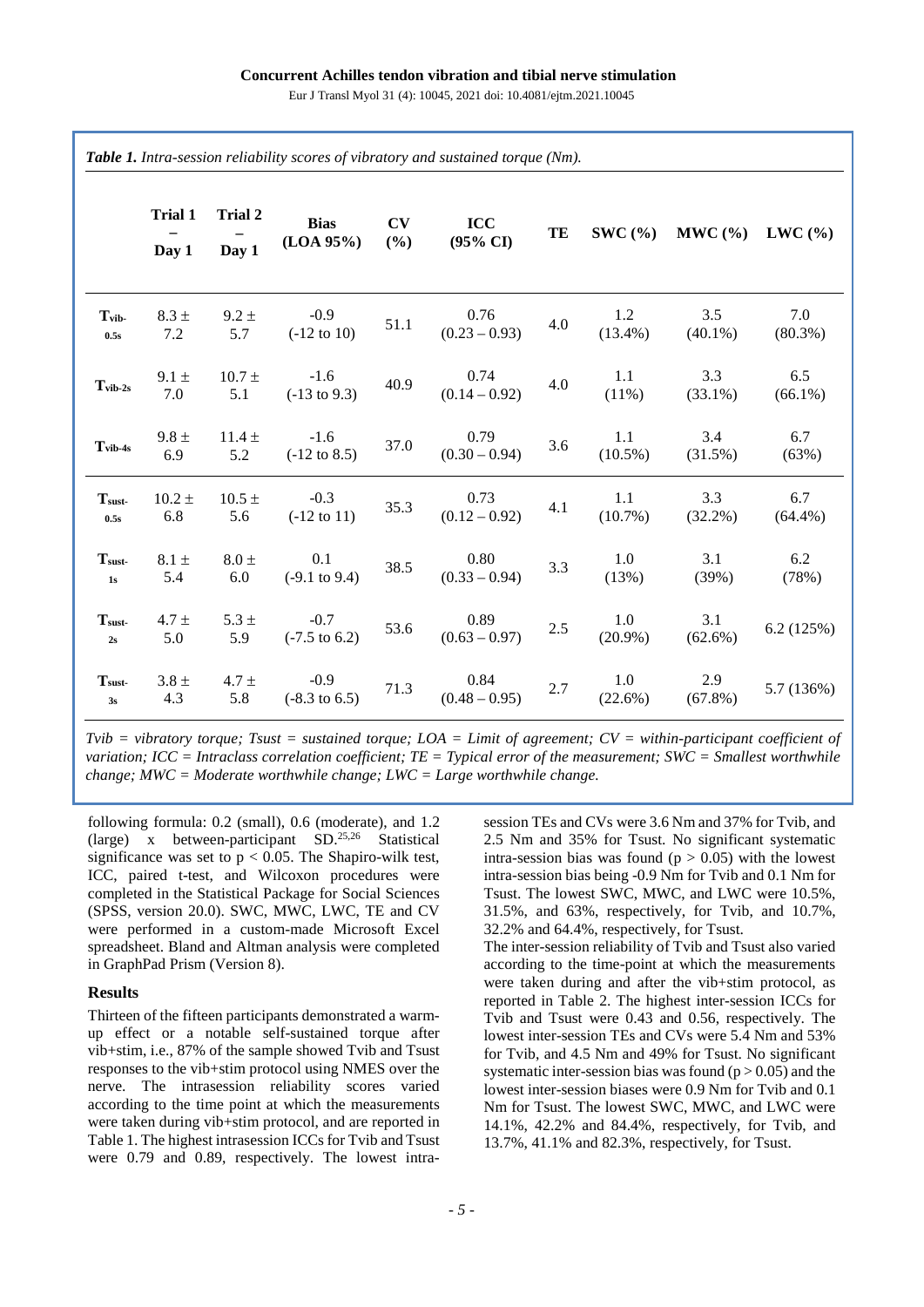*Table 1. Intra-session reliability scores of vibratory and sustained torque (Nm).*

| | Trial 1 – Day 1 | Trial 2 – Day 1 | Bias (LOA 95%) | CV (%) | ICC (95% CI) | TE | SWC (%) | MWC (%) | LWC (%) |
|---|---|---|---|---|---|---|---|---|---|
| $T_{vib-0.5s}$ | 8.3 ± 7.2 | 9.2 ± 5.7 | -0.9 (-12 to 10) | 51.1 | 0.76 (0.23 – 0.93) | 4.0 | 1.2 (13.4%) | 3.5 (40.1%) | 7.0 (80.3%) |
| $T_{vib-2s}$ | 9.1 ± 7.0 | 10.7 ± 5.1 | -1.6 (-13 to 9.3) | 40.9 | 0.74 (0.14 – 0.92) | 4.0 | 1.1 (11%) | 3.3 (33.1%) | 6.5 (66.1%) |
| $T_{vib-4s}$ | 9.8 ± 6.9 | 11.4 ± 5.2 | -1.6 (-12 to 8.5) | 37.0 | 0.79 (0.30 – 0.94) | 3.6 | 1.1 (10.5%) | 3.4 (31.5%) | 6.7 (63%) |
| $T_{sust-0.5s}$ | 10.2 ± 6.8 | 10.5 ± 5.6 | -0.3 (-12 to 11) | 35.3 | 0.73 (0.12 – 0.92) | 4.1 | 1.1 (10.7%) | 3.3 (32.2%) | 6.7 (64.4%) |
| $T_{sust-1s}$ | 8.1 ± 5.4 | 8.0 ± 6.0 | 0.1 (-9.1 to 9.4) | 38.5 | 0.80 (0.33 – 0.94) | 3.3 | 1.0 (13%) | 3.1 (39%) | 6.2 (78%) |
| $T_{sust-2s}$ | 4.7 ± 5.0 | 5.3 ± 5.9 | -0.7 (-7.5 to 6.2) | 53.6 | 0.89 (0.63 – 0.97) | 2.5 | 1.0 (20.9%) | 3.1 (62.6%) | 6.2 (125%) |
| $T_{sust-3s}$ | 3.8 ± 4.3 | 4.7 ± 5.8 | -0.9 (-8.3 to 6.5) | 71.3 | 0.84 (0.48 – 0.95) | 2.7 | 1.0 (22.6%) | 2.9 (67.8%) | 5.7 (136%) |

*Tvib = vibratory torque; Tsust = sustained torque; LOA = Limit of agreement; CV = within-participant coefficient of variation; ICC = Intraclass correlation coefficient; TE = Typical error of the measurement; SWC = Smallest worthwhile change; MWC = Moderate worthwhile change; LWC = Large worthwhile change.*

following formula: 0.2 (small), 0.6 (moderate), and 1.2 (large) x between-participant SD.[25,26] Statistical significance was set to $p < 0.05$. The Shapiro-wilk test, ICC, paired t-test, and Wilcoxon procedures were completed in the Statistical Package for Social Sciences (SPSS, version 20.0). SWC, MWC, LWC, TE and CV were performed in a custom-made Microsoft Excel spreadsheet. Bland and Altman analysis were completed in GraphPad Prism (Version 8).

## Results

Thirteen of the fifteen participants demonstrated a warm-up effect or a notable self-sustained torque after vib+stim, i.e., 87% of the sample showed Tvib and Tsust responses to the vib+stim protocol using NMES over the nerve. The intrasession reliability scores varied according to the time point at which the measurements were taken during vib+stim protocol, and are reported in Table 1. The highest intrasession ICCs for Tvib and Tsust were 0.79 and 0.89, respectively. The lowest intra-session TEs and CVs were 3.6 Nm and 37% for Tvib, and 2.5 Nm and 35% for Tsust. No significant systematic intra-session bias was found ($p > 0.05$) with the lowest intra-session bias being -0.9 Nm for Tvib and 0.1 Nm for Tsust. The lowest SWC, MWC, and LWC were 10.5%, 31.5%, and 63%, respectively, for Tvib, and 10.7%, 32.2% and 64.4%, respectively, for Tsust.

The inter-session reliability of Tvib and Tsust also varied according to the time-point at which the measurements were taken during and after the vib+stim protocol, as reported in Table 2. The highest inter-session ICCs for Tvib and Tsust were 0.43 and 0.56, respectively. The lowest inter-session TEs and CVs were 5.4 Nm and 53% for Tvib, and 4.5 Nm and 49% for Tsust. No significant systematic inter-session bias was found ($p > 0.05$) and the lowest inter-session biases were 0.9 Nm for Tvib and 0.1 Nm for Tsust. The lowest SWC, MWC, and LWC were 14.1%, 42.2% and 84.4%, respectively, for Tvib, and 13.7%, 41.1% and 82.3%, respectively, for Tsust.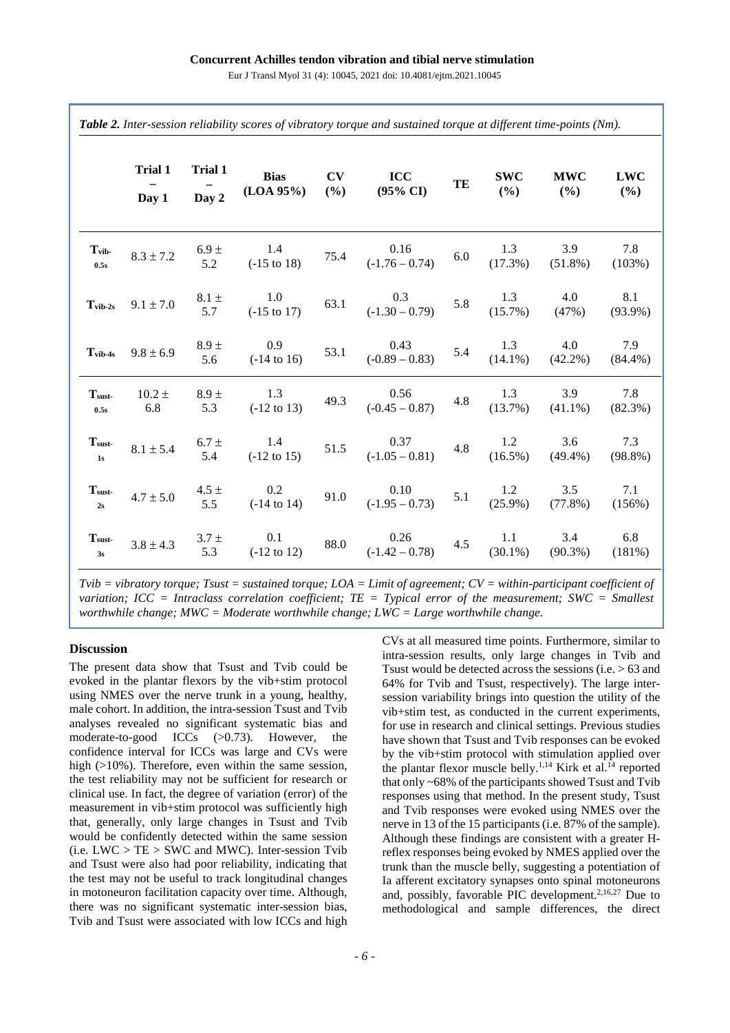*Table 2. Inter-session reliability scores of vibratory torque and sustained torque at different time-points (Nm).*

| | Trial 1 – Day 1 | Trial 1 – Day 2 | Bias (LOA 95%) | CV (%) | ICC (95% CI) | TE | SWC (%) | MWC (%) | LWC (%) |
|---|---|---|---|---|---|---|---|---|---|
| $T_{vib-0.5s}$ | 8.3 ± 7.2 | 6.9 ± 5.2 | 1.4 (-15 to 18) | 75.4 | 0.16 (-1.76 – 0.74) | 6.0 | 1.3 (17.3%) | 3.9 (51.8%) | 7.8 (103%) |
| $T_{vib-2s}$ | 9.1 ± 7.0 | 8.1 ± 5.7 | 1.0 (-15 to 17) | 63.1 | 0.3 (-1.30 – 0.79) | 5.8 | 1.3 (15.7%) | 4.0 (47%) | 8.1 (93.9%) |
| $T_{vib-4s}$ | 9.8 ± 6.9 | 8.9 ± 5.6 | 0.9 (-14 to 16) | 53.1 | 0.43 (-0.89 – 0.83) | 5.4 | 1.3 (14.1%) | 4.0 (42.2%) | 7.9 (84.4%) |
| $T_{sust-0.5s}$ | 10.2 ± 6.8 | 8.9 ± 5.3 | 1.3 (-12 to 13) | 49.3 | 0.56 (-0.45 – 0.87) | 4.8 | 1.3 (13.7%) | 3.9 (41.1%) | 7.8 (82.3%) |
| $T_{sust-1s}$ | 8.1 ± 5.4 | 6.7 ± 5.4 | 1.4 (-12 to 15) | 51.5 | 0.37 (-1.05 – 0.81) | 4.8 | 1.2 (16.5%) | 3.6 (49.4%) | 7.3 (98.8%) |
| $T_{sust-2s}$ | 4.7 ± 5.0 | 4.5 ± 5.5 | 0.2 (-14 to 14) | 91.0 | 0.10 (-1.95 – 0.73) | 5.1 | 1.2 (25.9%) | 3.5 (77.8%) | 7.1 (156%) |
| $T_{sust-3s}$ | 3.8 ± 4.3 | 3.7 ± 5.3 | 0.1 (-12 to 12) | 88.0 | 0.26 (-1.42 – 0.78) | 4.5 | 1.1 (30.1%) | 3.4 (90.3%) | 6.8 (181%) |

*Tvib = vibratory torque; Tsust = sustained torque; LOA = Limit of agreement; CV = within-participant coefficient of variation; ICC = Intraclass correlation coefficient; TE = Typical error of the measurement; SWC = Smallest worthwhile change; MWC = Moderate worthwhile change; LWC = Large worthwhile change.*

## Discussion

The present data show that Tsust and Tvib could be evoked in the plantar flexors by the vib+stim protocol using NMES over the nerve trunk in a young, healthy, male cohort. In addition, the intra-session Tsust and Tvib analyses revealed no significant systematic bias and moderate-to-good ICCs (>0.73). However, the confidence interval for ICCs was large and CVs were high (>10%). Therefore, even within the same session, the test reliability may not be sufficient for research or clinical use. In fact, the degree of variation (error) of the measurement in vib+stim protocol was sufficiently high that, generally, only large changes in Tsust and Tvib would be confidently detected within the same session (i.e. LWC > TE > SWC and MWC). Inter-session Tvib and Tsust were also had poor reliability, indicating that the test may not be useful to track longitudinal changes in motoneuron facilitation capacity over time. Although, there was no significant systematic inter-session bias, Tvib and Tsust were associated with low ICCs and high CVs at all measured time points. Furthermore, similar to intra-session results, only large changes in Tvib and Tsust would be detected across the sessions (i.e. > 63 and 64% for Tvib and Tsust, respectively). The large inter-session variability brings into question the utility of the vib+stim test, as conducted in the current experiments, for use in research and clinical settings. Previous studies have shown that Tsust and Tvib responses can be evoked by the vib+stim protocol with stimulation applied over the plantar flexor muscle belly.[1,14] Kirk et al.[14] reported that only ~68% of the participants showed Tsust and Tvib responses using that method. In the present study, Tsust and Tvib responses were evoked using NMES over the nerve in 13 of the 15 participants (i.e. 87% of the sample). Although these findings are consistent with a greater H-reflex responses being evoked by NMES applied over the trunk than the muscle belly, suggesting a potentiation of Ia afferent excitatory synapses onto spinal motoneurons and, possibly, favorable PIC development.[2,16,27] Due to methodological and sample differences, the direct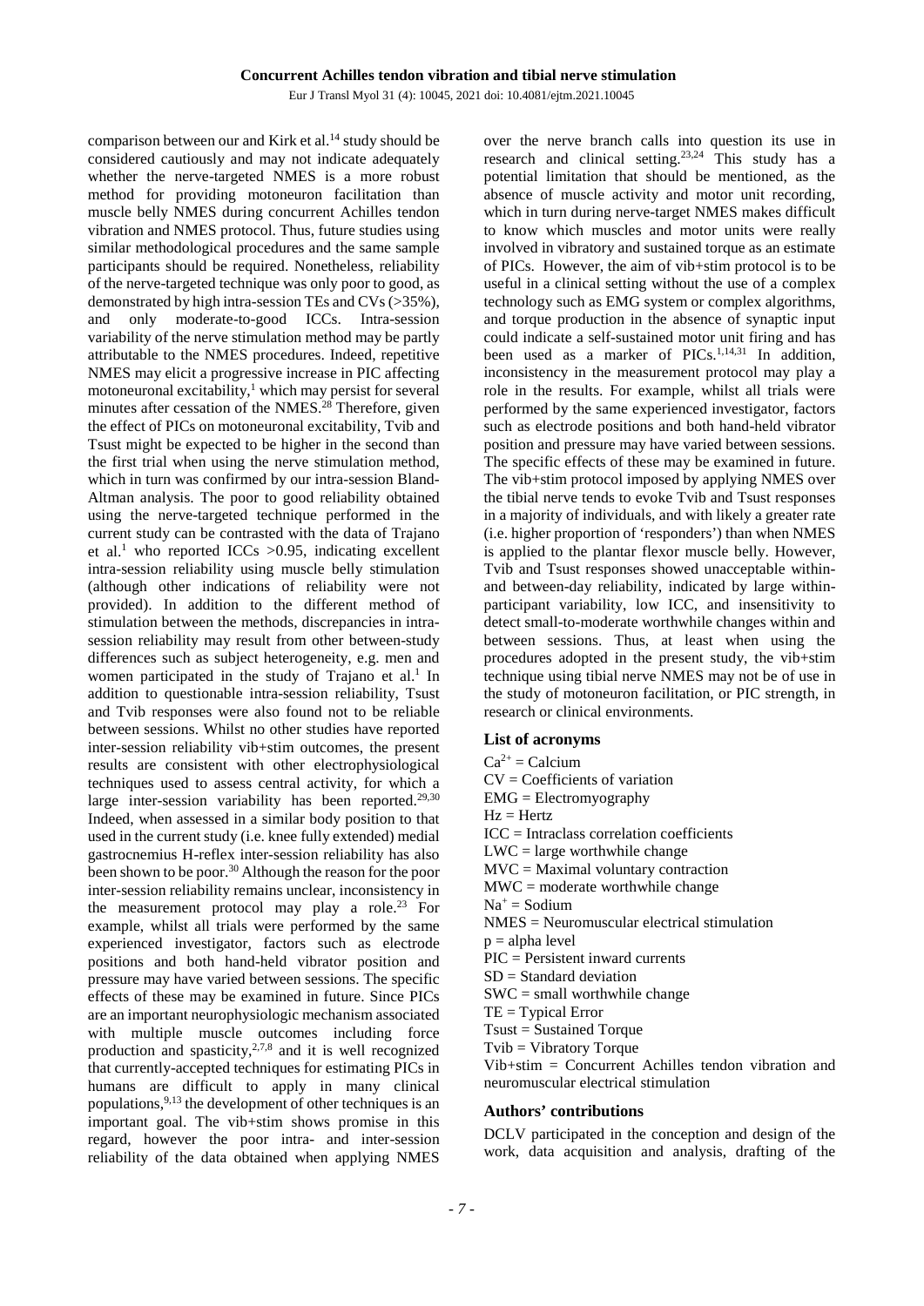comparison between our and Kirk et al.[14] study should be considered cautiously and may not indicate adequately whether the nerve-targeted NMES is a more robust method for providing motoneuron facilitation than muscle belly NMES during concurrent Achilles tendon vibration and NMES protocol. Thus, future studies using similar methodological procedures and the same sample participants should be required. Nonetheless, reliability of the nerve-targeted technique was only poor to good, as demonstrated by high intra-session TEs and CVs (>35%), and only moderate-to-good ICCs. Intra-session variability of the nerve stimulation method may be partly attributable to the NMES procedures. Indeed, repetitive NMES may elicit a progressive increase in PIC affecting motoneuronal excitability,[1] which may persist for several minutes after cessation of the NMES.[28] Therefore, given the effect of PICs on motoneuronal excitability, Tvib and Tsust might be expected to be higher in the second than the first trial when using the nerve stimulation method, which in turn was confirmed by our intra-session Bland-Altman analysis. The poor to good reliability obtained using the nerve-targeted technique performed in the current study can be contrasted with the data of Trajano et al.[1] who reported ICCs >0.95, indicating excellent intra-session reliability using muscle belly stimulation (although other indications of reliability were not provided). In addition to the different method of stimulation between the methods, discrepancies in intra-session reliability may result from other between-study differences such as subject heterogeneity, e.g. men and women participated in the study of Trajano et al.[1] In addition to questionable intra-session reliability, Tsust and Tvib responses were also found not to be reliable between sessions. Whilst no other studies have reported inter-session reliability vib+stim outcomes, the present results are consistent with other electrophysiological techniques used to assess central activity, for which a large inter-session variability has been reported.[29,30] Indeed, when assessed in a similar body position to that used in the current study (i.e. knee fully extended) medial gastrocnemius H-reflex inter-session reliability has also been shown to be poor.[30] Although the reason for the poor inter-session reliability remains unclear, inconsistency in the measurement protocol may play a role.[23] For example, whilst all trials were performed by the same experienced investigator, factors such as electrode positions and both hand-held vibrator position and pressure may have varied between sessions. The specific effects of these may be examined in future. Since PICs are an important neurophysiologic mechanism associated with multiple muscle outcomes including force production and spasticity,[2,7,8] and it is well recognized that currently-accepted techniques for estimating PICs in humans are difficult to apply in many clinical populations,[9,13] the development of other techniques is an important goal. The vib+stim shows promise in this regard, however the poor intra- and inter-session reliability of the data obtained when applying NMES over the nerve branch calls into question its use in research and clinical setting.[23,24] This study has a potential limitation that should be mentioned, as the absence of muscle activity and motor unit recording, which in turn during nerve-target NMES makes difficult to know which muscles and motor units were really involved in vibratory and sustained torque as an estimate of PICs. However, the aim of vib+stim protocol is to be useful in a clinical setting without the use of a complex technology such as EMG system or complex algorithms, and torque production in the absence of synaptic input could indicate a self-sustained motor unit firing and has been used as a marker of PICs.[1,14,31] In addition, inconsistency in the measurement protocol may play a role in the results. For example, whilst all trials were performed by the same experienced investigator, factors such as electrode positions and both hand-held vibrator position and pressure may have varied between sessions. The specific effects of these may be examined in future. The vib+stim protocol imposed by applying NMES over the tibial nerve tends to evoke Tvib and Tsust responses in a majority of individuals, and with likely a greater rate (i.e. higher proportion of 'responders') than when NMES is applied to the plantar flexor muscle belly. However, Tvib and Tsust responses showed unacceptable within- and between-day reliability, indicated by large within-participant variability, low ICC, and insensitivity to detect small-to-moderate worthwhile changes within and between sessions. Thus, at least when using the procedures adopted in the present study, the vib+stim technique using tibial nerve NMES may not be of use in the study of motoneuron facilitation, or PIC strength, in research or clinical environments.

## List of acronyms

$Ca^{2+}$ = Calcium
CV = Coefficients of variation
EMG = Electromyography
Hz = Hertz
ICC = Intraclass correlation coefficients
LWC = large worthwhile change
MVC = Maximal voluntary contraction
MWC = moderate worthwhile change
$Na^{+}$ = Sodium
NMES = Neuromuscular electrical stimulation
p = alpha level
PIC = Persistent inward currents
SD = Standard deviation
SWC = small worthwhile change
TE = Typical Error
Tsust = Sustained Torque
Tvib = Vibratory Torque
Vib+stim = Concurrent Achilles tendon vibration and neuromuscular electrical stimulation

## Authors' contributions

DCLV participated in the conception and design of the work, data acquisition and analysis, drafting of the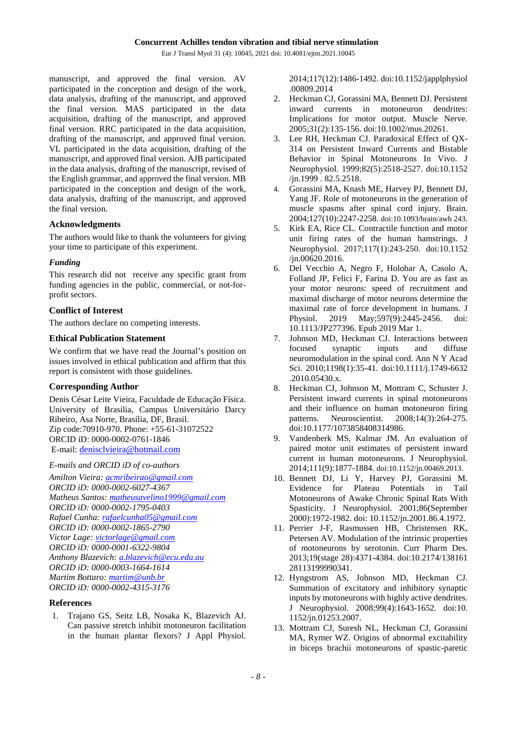manuscript, and approved the final version. AV participated in the conception and design of the work, data analysis, drafting of the manuscript, and approved the final version. MAS participated in the data acquisition, drafting of the manuscript, and approved final version. RRC participated in the data acquisition, drafting of the manuscript, and approved final version. VL participated in the data acquisition, drafting of the manuscript, and approved final version. AJB participated in the data analysis, drafting of the manuscript, revised of the English grammar, and approved the final version. MB participated in the conception and design of the work, data analysis, drafting of the manuscript, and approved the final version.

### Acknowledgments

The authors would like to thank the volunteers for giving your time to participate of this experiment.

### *Funding*

This research did not receive any specific grant from funding agencies in the public, commercial, or not-for-profit sectors.

### Conflict of Interest

The authors declare no competing interests.

### Ethical Publication Statement

We confirm that we have read the Journal's position on issues involved in ethical publication and affirm that this report is consistent with those guidelines.

### Corresponding Author

Denis César Leite Vieira, Faculdade de Educação Física. University of Brasilia, Campus Universitário Darcy Ribeiro, Asa Norte, Brasília, DF, Brasil.
Zip code:70910-970. Phone: +55-61-31072522
ORCID iD: 0000-0002-0761-1846
E-mail: denisclvieira@hotmail.com

*E-mails and ORCID iD of co-authors*

*Amilton Vieira: acmribeirao@gmail.com*
*ORCID iD: 0000-0002-6027-4367*
*Matheus Santos: matheusavelino1999@gmail.com*
*ORCID iD: 0000-0002-1795-0403*
*Rafael Cunha: rafaelcunha05@gmail.com*
*ORCID iD: 0000-0002-1865-2790*
*Victor Lage: victorlage@gmail.com*
*ORCID iD: 0000-0001-6322-9804*
*Anthony Blazevich: a.blazevich@ecu.edu.au*
*ORCID iD: 0000-0003-1664-1614*
*Martim Bottaro: martim@unb.br*
*ORCID iD: 0000-0002-4315-3176*

### References

1. Trajano GS, Seitz LB, Nosaka K, Blazevich AJ. Can passive stretch inhibit motoneuron facilitation in the human plantar flexors? J Appl Physiol. 2014;117(12):1486-1492. doi:10.1152/japplphysiol.00809.2014
2. Heckman CJ, Gorassini MA, Bennett DJ. Persistent inward currents in motoneuron dendrites: Implications for motor output. Muscle Nerve. 2005;31(2):135-156. doi:10.1002/mus.20261.
3. Lee RH, Heckman CJ. Paradoxical Effect of QX-314 on Persistent Inward Currents and Bistable Behavior in Spinal Motoneurons In Vivo. J Neurophysiol. 1999;82(5):2518-2527. doi:10.1152/jn.1999 . 82.5.2518.
4. Gorassini MA, Knash ME, Harvey PJ, Bennett DJ, Yang JF. Role of motoneurons in the generation of muscle spasms after spinal cord injury. Brain. 2004;127(10):2247-2258. doi:10.1093/brain/awh 243.
5. Kirk EA, Rice CL. Contractile function and motor unit firing rates of the human hamstrings. J Neurophysiol. 2017;117(1):243-250. doi:10.1152/jn.00620.2016.
6. Del Vecchio A, Negro F, Holobar A, Casolo A, Folland JP, Felici F, Farina D. You are as fast as your motor neurons: speed of recruitment and maximal discharge of motor neurons determine the maximal rate of force development in humans. J Physiol. 2019 May;597(9):2445-2456. doi: 10.1113/JP277396. Epub 2019 Mar 1.
7. Johnson MD, Heckman CJ. Interactions between focused synaptic inputs and diffuse neuromodulation in the spinal cord. Ann N Y Acad Sci. 2010;1198(1):35-41. doi:10.1111/j.1749-6632.2010.05430.x.
8. Heckman CJ, Johnson M, Mottram C, Schuster J. Persistent inward currents in spinal motoneurons and their influence on human motoneuron firing patterns. Neuroscientist. 2008;14(3):264-275. doi:10.1177/1073858408314986.
9. Vandenberk MS, Kalmar JM. An evaluation of paired motor unit estimates of persistent inward current in human motoneurons. J Neurophysiol. 2014;111(9):1877-1884. doi:10.1152/jn.00469.2013.
10. Bennett DJ, Li Y, Harvey PJ, Gorassini M. Evidence for Plateau Potentials in Tail Motoneurons of Awake Chronic Spinal Rats With Spasticity. J Neurophysiol. 2001;86(September 2000):1972-1982. doi: 10.1152/jn.2001.86.4.1972.
11. Perrier J-F, Rasmussen HB, Christensen RK, Petersen AV. Modulation of the intrinsic properties of motoneurons by serotonin. Curr Pharm Des. 2013;19(stage 28):4371-4384. doi:10.2174/13816128113199990341.
12. Hyngstrom AS, Johnson MD, Heckman CJ. Summation of excitatory and inhibitory synaptic inputs by motoneurons with highly active dendrites. J Neurophysiol. 2008;99(4):1643-1652. doi:10.1152/jn.01253.2007.
13. Mottram CJ, Suresh NL, Heckman CJ, Gorassini MA, Rymer WZ. Origins of abnormal excitability in biceps brachii motoneurons of spastic-paretic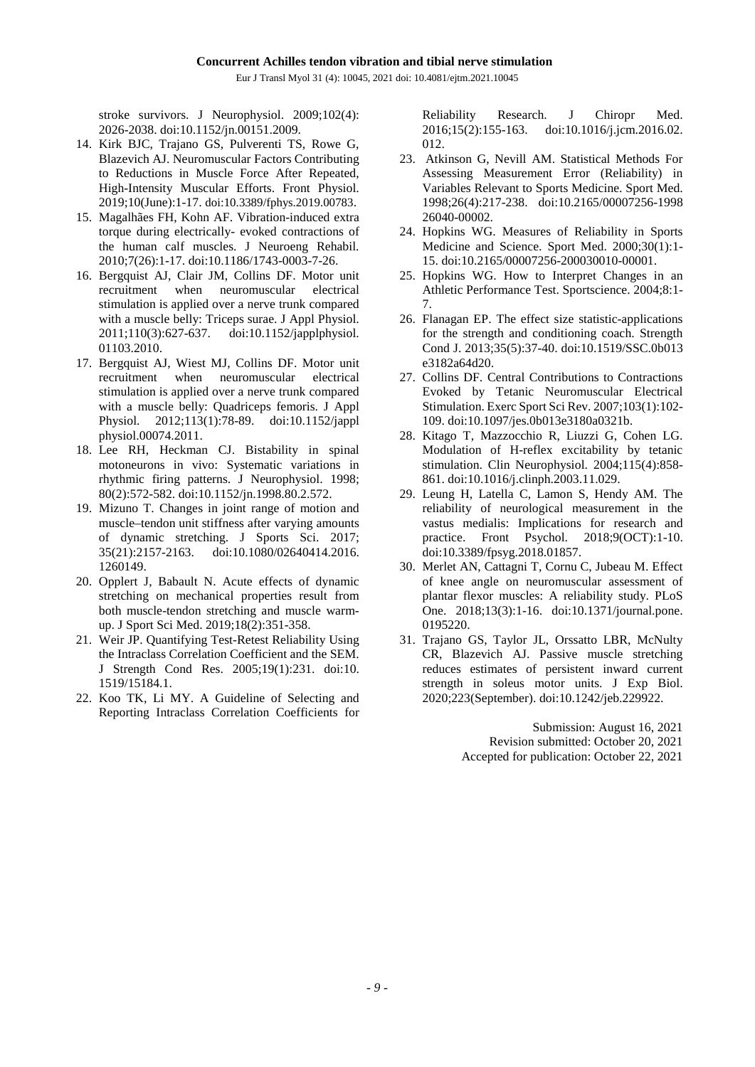stroke survivors. J Neurophysiol. 2009;102(4): 2026-2038. doi:10.1152/jn.00151.2009.

14. Kirk BJC, Trajano GS, Pulverenti TS, Rowe G, Blazevich AJ. Neuromuscular Factors Contributing to Reductions in Muscle Force After Repeated, High-Intensity Muscular Efforts. Front Physiol. 2019;10(June):1-17. doi:10.3389/fphys.2019.00783.
15. Magalhães FH, Kohn AF. Vibration-induced extra torque during electrically- evoked contractions of the human calf muscles. J Neuroeng Rehabil. 2010;7(26):1-17. doi:10.1186/1743-0003-7-26.
16. Bergquist AJ, Clair JM, Collins DF. Motor unit recruitment when neuromuscular electrical stimulation is applied over a nerve trunk compared with a muscle belly: Triceps surae. J Appl Physiol. 2011;110(3):627-637. doi:10.1152/japplphysiol.01103.2010.
17. Bergquist AJ, Wiest MJ, Collins DF. Motor unit recruitment when neuromuscular electrical stimulation is applied over a nerve trunk compared with a muscle belly: Quadriceps femoris. J Appl Physiol. 2012;113(1):78-89. doi:10.1152/japplphysiol.00074.2011.
18. Lee RH, Heckman CJ. Bistability in spinal motoneurons in vivo: Systematic variations in rhythmic firing patterns. J Neurophysiol. 1998; 80(2):572-582. doi:10.1152/jn.1998.80.2.572.
19. Mizuno T. Changes in joint range of motion and muscle–tendon unit stiffness after varying amounts of dynamic stretching. J Sports Sci. 2017; 35(21):2157-2163. doi:10.1080/02640414.2016.1260149.
20. Opplert J, Babault N. Acute effects of dynamic stretching on mechanical properties result from both muscle-tendon stretching and muscle warm-up. J Sport Sci Med. 2019;18(2):351-358.
21. Weir JP. Quantifying Test-Retest Reliability Using the Intraclass Correlation Coefficient and the SEM. J Strength Cond Res. 2005;19(1):231. doi:10.1519/15184.1.
22. Koo TK, Li MY. A Guideline of Selecting and Reporting Intraclass Correlation Coefficients for Reliability Research. J Chiropr Med. 2016;15(2):155-163. doi:10.1016/j.jcm.2016.02.012.
23. Atkinson G, Nevill AM. Statistical Methods For Assessing Measurement Error (Reliability) in Variables Relevant to Sports Medicine. Sport Med. 1998;26(4):217-238. doi:10.2165/00007256-199826040-00002.
24. Hopkins WG. Measures of Reliability in Sports Medicine and Science. Sport Med. 2000;30(1):1-15. doi:10.2165/00007256-200030010-00001.
25. Hopkins WG. How to Interpret Changes in an Athletic Performance Test. Sportscience. 2004;8:1-7.
26. Flanagan EP. The effect size statistic-applications for the strength and conditioning coach. Strength Cond J. 2013;35(5):37-40. doi:10.1519/SSC.0b013e3182a64d20.
27. Collins DF. Central Contributions to Contractions Evoked by Tetanic Neuromuscular Electrical Stimulation. Exerc Sport Sci Rev. 2007;103(1):102-109. doi:10.1097/jes.0b013e3180a0321b.
28. Kitago T, Mazzocchio R, Liuzzi G, Cohen LG. Modulation of H-reflex excitability by tetanic stimulation. Clin Neurophysiol. 2004;115(4):858-861. doi:10.1016/j.clinph.2003.11.029.
29. Leung H, Latella C, Lamon S, Hendy AM. The reliability of neurological measurement in the vastus medialis: Implications for research and practice. Front Psychol. 2018;9(OCT):1-10. doi:10.3389/fpsyg.2018.01857.
30. Merlet AN, Cattagni T, Cornu C, Jubeau M. Effect of knee angle on neuromuscular assessment of plantar flexor muscles: A reliability study. PLoS One. 2018;13(3):1-16. doi:10.1371/journal.pone.0195220.
31. Trajano GS, Taylor JL, Orssatto LBR, McNulty CR, Blazevich AJ. Passive muscle stretching reduces estimates of persistent inward current strength in soleus motor units. J Exp Biol. 2020;223(September). doi:10.1242/jeb.229922.

Submission: August 16, 2021
Revision submitted: October 20, 2021
Accepted for publication: October 22, 2021